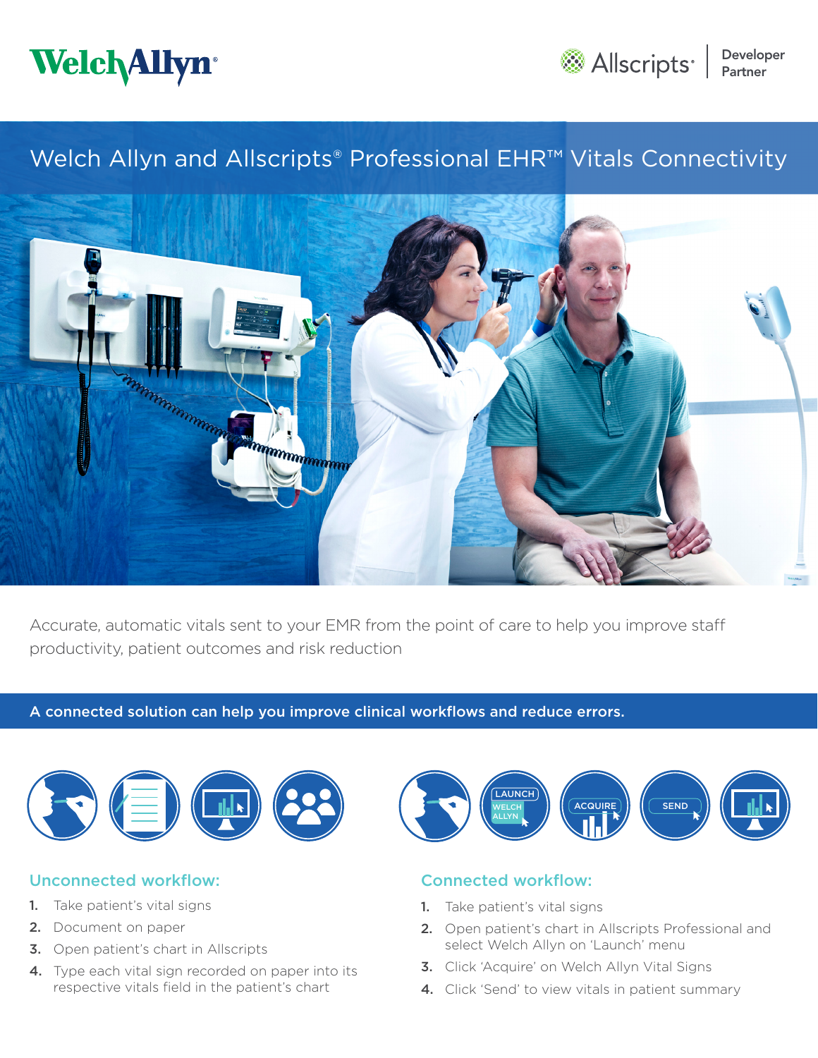Welch Allyn

Allscripts | Developer Partner

# Welch Allyn and Allscripts® Professional EHR™ Vitals Connectivity

Accurate, automatic vitals sent to your EMR from the point of care to help you improve staff productivity, patient outcomes and risk reduction

**A connected solution can help you improve clinical workflows and reduce errors.**

### Unconnected workflow:

1. Take patient's vital signs
2. Document on paper
3. Open patient's chart in Allscripts
4. Type each vital sign recorded on paper into its respective vitals field in the patient's chart

### Connected workflow:

1. Take patient's vital signs
2. Open patient's chart in Allscripts Professional and select Welch Allyn on 'Launch' menu
3. Click 'Acquire' on Welch Allyn Vital Signs
4. Click 'Send' to view vitals in patient summary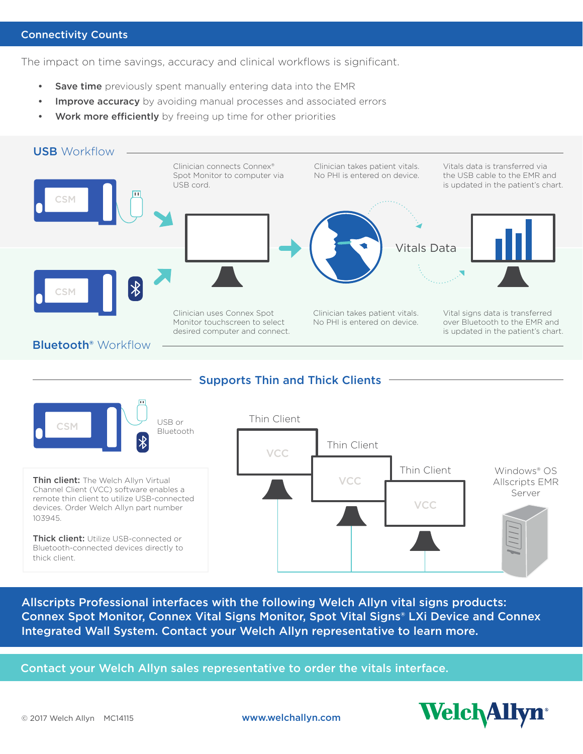## Connectivity Counts

The impact on time savings, accuracy and clinical workflows is significant.

- **Save time** previously spent manually entering data into the EMR
- **Improve accuracy** by avoiding manual processes and associated errors
- **Work more efficiently** by freeing up time for other priorities

### USB Workflow

Clinician connects Connex® Spot Monitor to computer via USB cord.

Clinician takes patient vitals. No PHI is entered on device.

Vitals data is transferred via the USB cable to the EMR and is updated in the patient's chart.

CSM

Vitals Data

CSM

Clinician uses Connex Spot Monitor touchscreen to select desired computer and connect.

Clinician takes patient vitals. No PHI is entered on device.

Vital signs data is transferred over Bluetooth to the EMR and is updated in the patient's chart.

### Bluetooth® Workflow

### Supports Thin and Thick Clients

CSM

USB or Bluetooth

**Thin client:** The Welch Allyn Virtual Channel Client (VCC) software enables a remote thin client to utilize USB-connected devices. Order Welch Allyn part number 103945.

**Thick client:** Utilize USB-connected or Bluetooth-connected devices directly to thick client.

Thin Client

VCC

Thin Client

VCC

Thin Client

VCC

Windows® OS Allscripts EMR Server

**Allscripts Professional interfaces with the following Welch Allyn vital signs products: Connex Spot Monitor, Connex Vital Signs Monitor, Spot Vital Signs® LXi Device and Connex Integrated Wall System. Contact your Welch Allyn representative to learn more.**

**Contact your Welch Allyn sales representative to order the vitals interface.**

© 2017 Welch Allyn MC14115

www.welchallyn.com

Welch Allyn®